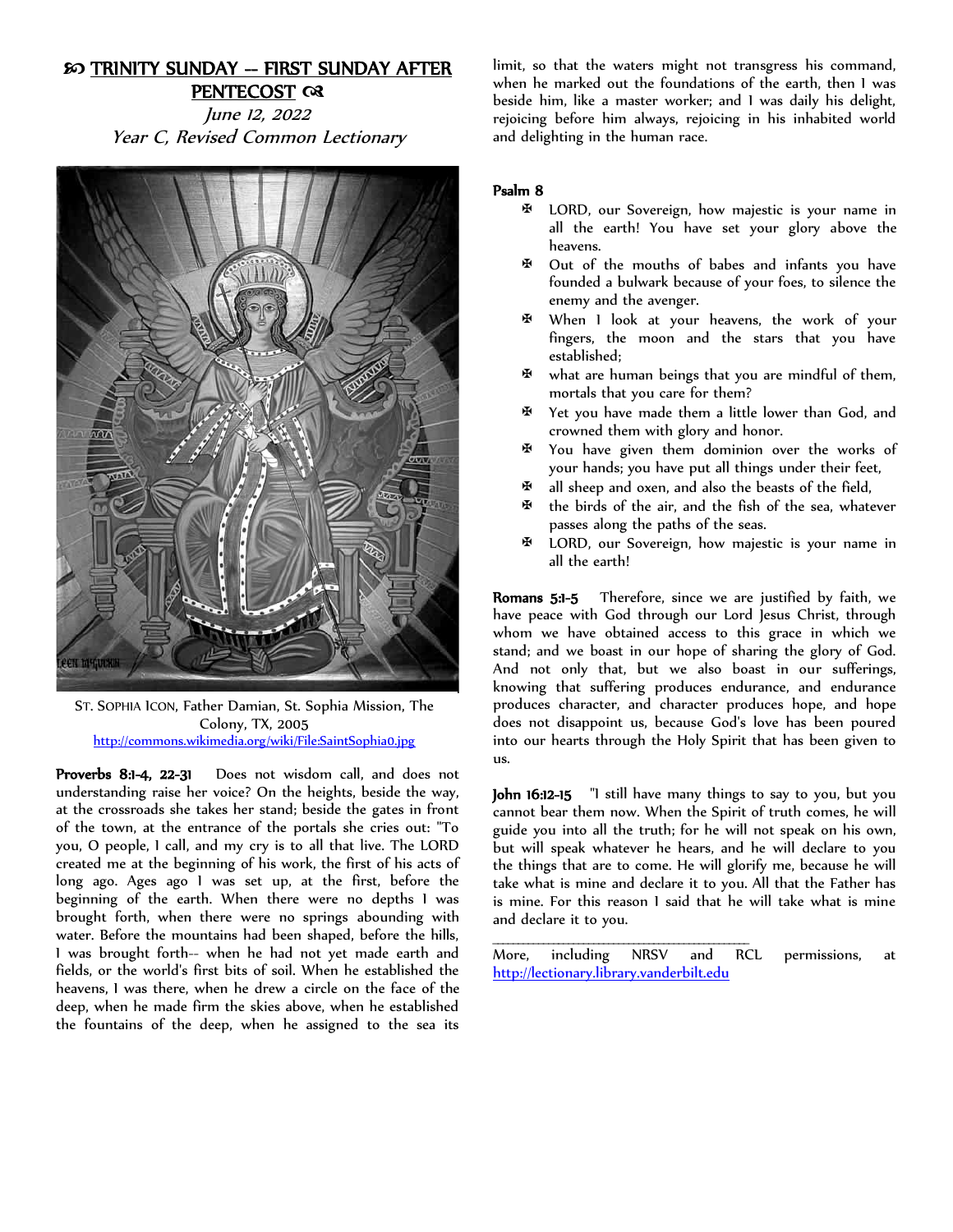# ❧ TRINITY SUNDAY -- FIRST SUNDAY AFTER PENTECOST ☙

*June 12, 2022*

*Year C, Revised Common Lectionary*

ST. SOPHIA ICON, Father Damian, St. Sophia Mission, The Colony, TX, 2005
http://commons.wikimedia.org/wiki/File:SaintSophia0.jpg

**Proverbs 8:1-4, 22-31** Does not wisdom call, and does not understanding raise her voice? On the heights, beside the way, at the crossroads she takes her stand; beside the gates in front of the town, at the entrance of the portals she cries out: "To you, O people, I call, and my cry is to all that live. The LORD created me at the beginning of his work, the first of his acts of long ago. Ages ago I was set up, at the first, before the beginning of the earth. When there were no depths I was brought forth, when there were no springs abounding with water. Before the mountains had been shaped, before the hills, I was brought forth-- when he had not yet made earth and fields, or the world's first bits of soil. When he established the heavens, I was there, when he drew a circle on the face of the deep, when he made firm the skies above, when he established the fountains of the deep, when he assigned to the sea its limit, so that the waters might not transgress his command, when he marked out the foundations of the earth, then I was beside him, like a master worker; and I was daily his delight, rejoicing before him always, rejoicing in his inhabited world and delighting in the human race.

**Psalm 8**

- ✠ LORD, our Sovereign, how majestic is your name in all the earth! You have set your glory above the heavens.
- ✠ Out of the mouths of babes and infants you have founded a bulwark because of your foes, to silence the enemy and the avenger.
- ✠ When I look at your heavens, the work of your fingers, the moon and the stars that you have established;
- ✠ what are human beings that you are mindful of them, mortals that you care for them?
- ✠ Yet you have made them a little lower than God, and crowned them with glory and honor.
- ✠ You have given them dominion over the works of your hands; you have put all things under their feet,
- ✠ all sheep and oxen, and also the beasts of the field,
- ✠ the birds of the air, and the fish of the sea, whatever passes along the paths of the seas.
- ✠ LORD, our Sovereign, how majestic is your name in all the earth!

**Romans 5:1-5** Therefore, since we are justified by faith, we have peace with God through our Lord Jesus Christ, through whom we have obtained access to this grace in which we stand; and we boast in our hope of sharing the glory of God. And not only that, but we also boast in our sufferings, knowing that suffering produces endurance, and endurance produces character, and character produces hope, and hope does not disappoint us, because God's love has been poured into our hearts through the Holy Spirit that has been given to us.

**John 16:12-15** "I still have many things to say to you, but you cannot bear them now. When the Spirit of truth comes, he will guide you into all the truth; for he will not speak on his own, but will speak whatever he hears, and he will declare to you the things that are to come. He will glorify me, because he will take what is mine and declare it to you. All that the Father has is mine. For this reason I said that he will take what is mine and declare it to you.

---

More, including NRSV and RCL permissions, at http://lectionary.library.vanderbilt.edu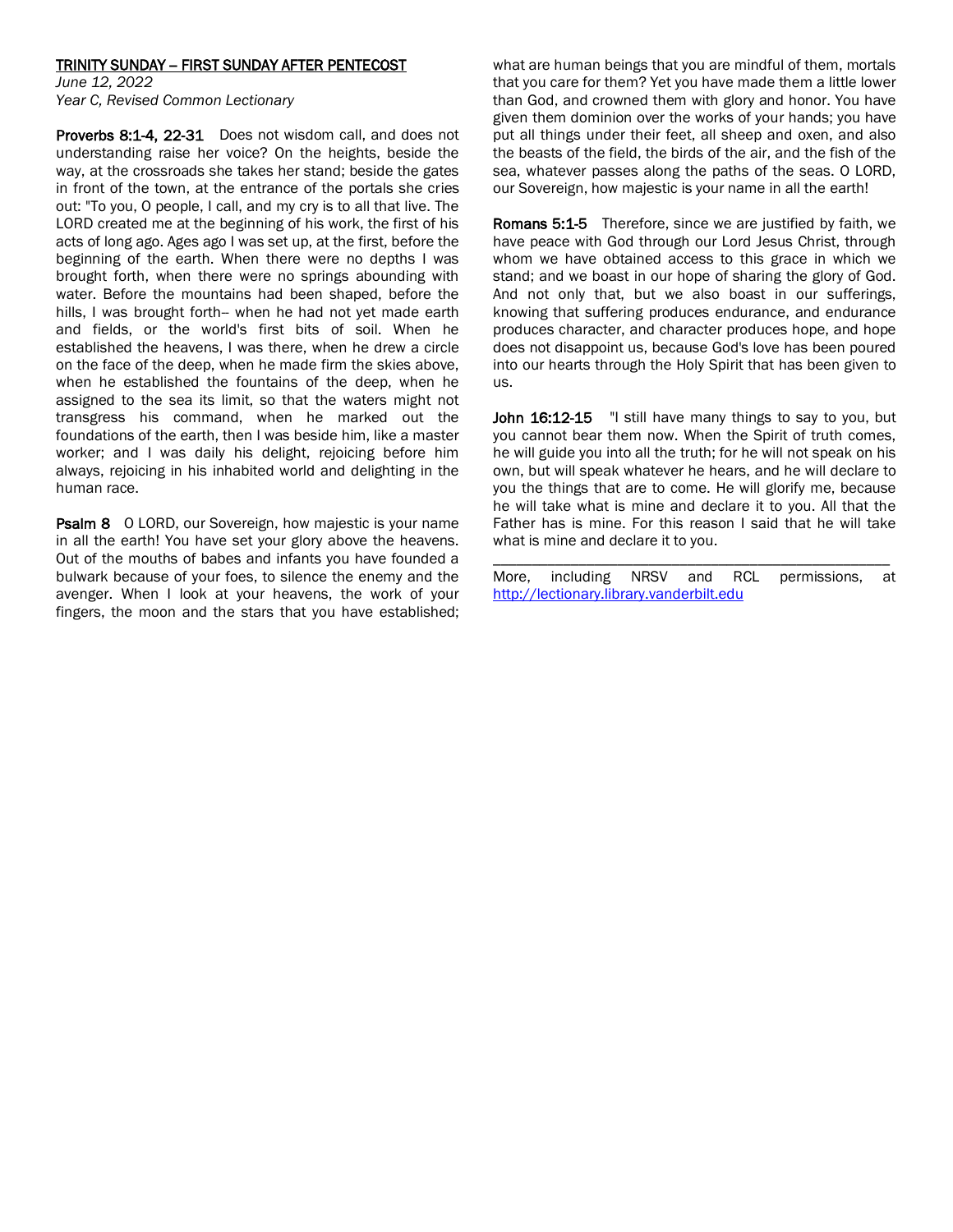**TRINITY SUNDAY – FIRST SUNDAY AFTER PENTECOST**

*June 12, 2022*
*Year C, Revised Common Lectionary*

**Proverbs 8:1-4, 22-31** Does not wisdom call, and does not understanding raise her voice? On the heights, beside the way, at the crossroads she takes her stand; beside the gates in front of the town, at the entrance of the portals she cries out: "To you, O people, I call, and my cry is to all that live. The LORD created me at the beginning of his work, the first of his acts of long ago. Ages ago I was set up, at the first, before the beginning of the earth. When there were no depths I was brought forth, when there were no springs abounding with water. Before the mountains had been shaped, before the hills, I was brought forth-- when he had not yet made earth and fields, or the world's first bits of soil. When he established the heavens, I was there, when he drew a circle on the face of the deep, when he made firm the skies above, when he established the fountains of the deep, when he assigned to the sea its limit, so that the waters might not transgress his command, when he marked out the foundations of the earth, then I was beside him, like a master worker; and I was daily his delight, rejoicing before him always, rejoicing in his inhabited world and delighting in the human race.

**Psalm 8** O LORD, our Sovereign, how majestic is your name in all the earth! You have set your glory above the heavens. Out of the mouths of babes and infants you have founded a bulwark because of your foes, to silence the enemy and the avenger. When I look at your heavens, the work of your fingers, the moon and the stars that you have established; what are human beings that you are mindful of them, mortals that you care for them? Yet you have made them a little lower than God, and crowned them with glory and honor. You have given them dominion over the works of your hands; you have put all things under their feet, all sheep and oxen, and also the beasts of the field, the birds of the air, and the fish of the sea, whatever passes along the paths of the seas. O LORD, our Sovereign, how majestic is your name in all the earth!

**Romans 5:1-5** Therefore, since we are justified by faith, we have peace with God through our Lord Jesus Christ, through whom we have obtained access to this grace in which we stand; and we boast in our hope of sharing the glory of God. And not only that, but we also boast in our sufferings, knowing that suffering produces endurance, and endurance produces character, and character produces hope, and hope does not disappoint us, because God's love has been poured into our hearts through the Holy Spirit that has been given to us.

**John 16:12-15** "I still have many things to say to you, but you cannot bear them now. When the Spirit of truth comes, he will guide you into all the truth; for he will not speak on his own, but will speak whatever he hears, and he will declare to you the things that are to come. He will glorify me, because he will take what is mine and declare it to you. All that the Father has is mine. For this reason I said that he will take what is mine and declare it to you.

---

More, including NRSV and RCL permissions, at http://lectionary.library.vanderbilt.edu